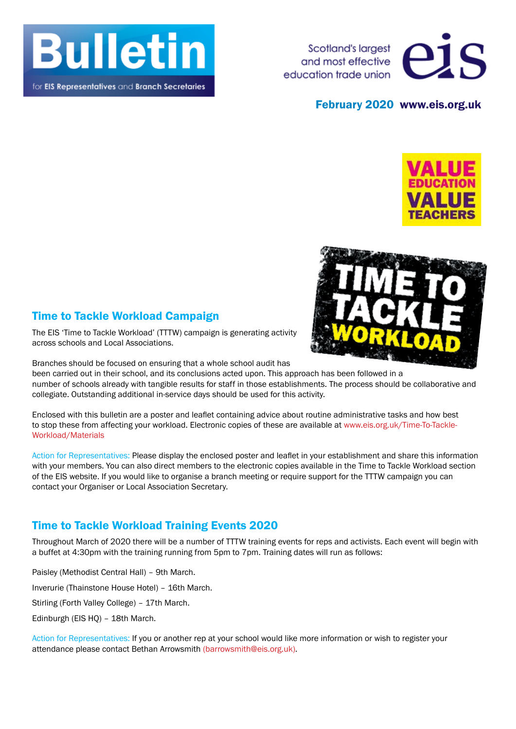# Bulletin

for EIS Representatives and Branch Secretaries

Scotland's largest and most effective education trade union

eis

**February 2020 www.eis.org.uk**

VALUE EDUCATION VALUE TEACHERS

TIME TO TACKLE WORKLOAD

## Time to Tackle Workload Campaign

The EIS 'Time to Tackle Workload' (TTTW) campaign is generating activity across schools and Local Associations.

Branches should be focused on ensuring that a whole school audit has been carried out in their school, and its conclusions acted upon. This approach has been followed in a number of schools already with tangible results for staff in those establishments. The process should be collaborative and collegiate. Outstanding additional in-service days should be used for this activity.

Enclosed with this bulletin are a poster and leaflet containing advice about routine administrative tasks and how best to stop these from affecting your workload. Electronic copies of these are available at www.eis.org.uk/Time-To-Tackle-Workload/Materials

Action for Representatives: Please display the enclosed poster and leaflet in your establishment and share this information with your members. You can also direct members to the electronic copies available in the Time to Tackle Workload section of the EIS website. If you would like to organise a branch meeting or require support for the TTTW campaign you can contact your Organiser or Local Association Secretary.

## Time to Tackle Workload Training Events 2020

Throughout March of 2020 there will be a number of TTTW training events for reps and activists. Each event will begin with a buffet at 4:30pm with the training running from 5pm to 7pm. Training dates will run as follows:

Paisley (Methodist Central Hall) – 9th March.

Inverurie (Thainstone House Hotel) – 16th March.

Stirling (Forth Valley College) – 17th March.

Edinburgh (EIS HQ) – 18th March.

Action for Representatives: If you or another rep at your school would like more information or wish to register your attendance please contact Bethan Arrowsmith (barrowsmith@eis.org.uk).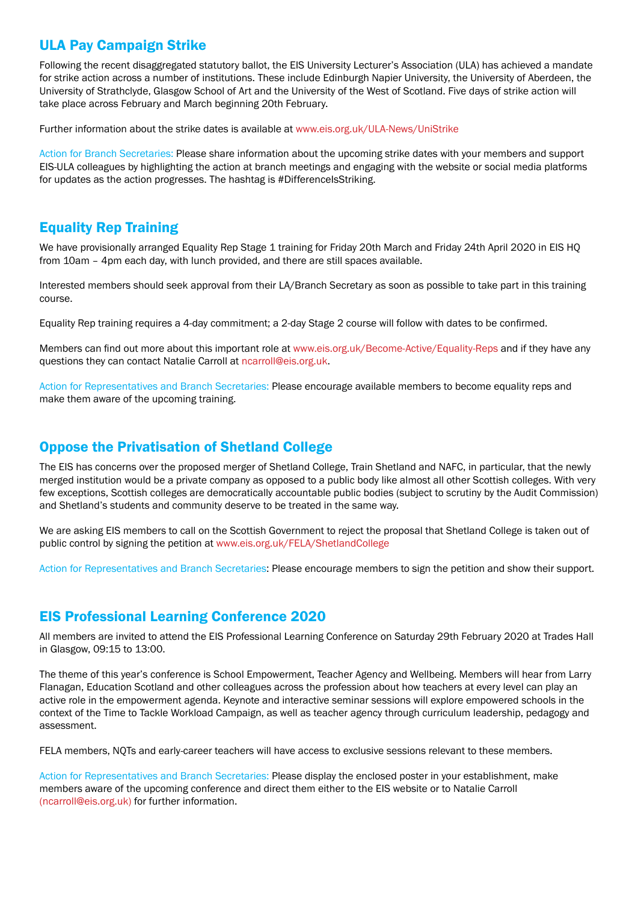## ULA Pay Campaign Strike

Following the recent disaggregated statutory ballot, the EIS University Lecturer's Association (ULA) has achieved a mandate for strike action across a number of institutions. These include Edinburgh Napier University, the University of Aberdeen, the University of Strathclyde, Glasgow School of Art and the University of the West of Scotland. Five days of strike action will take place across February and March beginning 20th February.

Further information about the strike dates is available at www.eis.org.uk/ULA-News/UniStrike

Action for Branch Secretaries: Please share information about the upcoming strike dates with your members and support EIS-ULA colleagues by highlighting the action at branch meetings and engaging with the website or social media platforms for updates as the action progresses. The hashtag is #DifferenceIsStriking.

## Equality Rep Training

We have provisionally arranged Equality Rep Stage 1 training for Friday 20th March and Friday 24th April 2020 in EIS HQ from 10am – 4pm each day, with lunch provided, and there are still spaces available.

Interested members should seek approval from their LA/Branch Secretary as soon as possible to take part in this training course.

Equality Rep training requires a 4-day commitment; a 2-day Stage 2 course will follow with dates to be confirmed.

Members can find out more about this important role at www.eis.org.uk/Become-Active/Equality-Reps and if they have any questions they can contact Natalie Carroll at ncarroll@eis.org.uk.

Action for Representatives and Branch Secretaries: Please encourage available members to become equality reps and make them aware of the upcoming training.

## Oppose the Privatisation of Shetland College

The EIS has concerns over the proposed merger of Shetland College, Train Shetland and NAFC, in particular, that the newly merged institution would be a private company as opposed to a public body like almost all other Scottish colleges. With very few exceptions, Scottish colleges are democratically accountable public bodies (subject to scrutiny by the Audit Commission) and Shetland's students and community deserve to be treated in the same way.

We are asking EIS members to call on the Scottish Government to reject the proposal that Shetland College is taken out of public control by signing the petition at www.eis.org.uk/FELA/ShetlandCollege

Action for Representatives and Branch Secretaries: Please encourage members to sign the petition and show their support.

## EIS Professional Learning Conference 2020

All members are invited to attend the EIS Professional Learning Conference on Saturday 29th February 2020 at Trades Hall in Glasgow, 09:15 to 13:00.

The theme of this year's conference is School Empowerment, Teacher Agency and Wellbeing. Members will hear from Larry Flanagan, Education Scotland and other colleagues across the profession about how teachers at every level can play an active role in the empowerment agenda. Keynote and interactive seminar sessions will explore empowered schools in the context of the Time to Tackle Workload Campaign, as well as teacher agency through curriculum leadership, pedagogy and assessment.

FELA members, NQTs and early-career teachers will have access to exclusive sessions relevant to these members.

Action for Representatives and Branch Secretaries: Please display the enclosed poster in your establishment, make members aware of the upcoming conference and direct them either to the EIS website or to Natalie Carroll (ncarroll@eis.org.uk) for further information.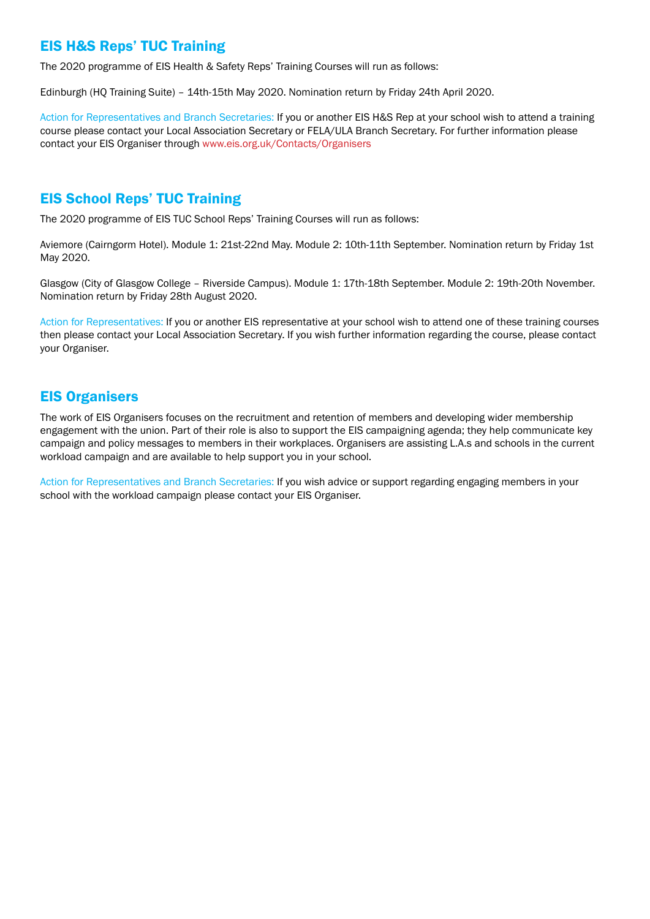## EIS H&S Reps' TUC Training

The 2020 programme of EIS Health & Safety Reps' Training Courses will run as follows:

Edinburgh (HQ Training Suite) – 14th-15th May 2020. Nomination return by Friday 24th April 2020.

Action for Representatives and Branch Secretaries: If you or another EIS H&S Rep at your school wish to attend a training course please contact your Local Association Secretary or FELA/ULA Branch Secretary. For further information please contact your EIS Organiser through www.eis.org.uk/Contacts/Organisers

## EIS School Reps' TUC Training

The 2020 programme of EIS TUC School Reps' Training Courses will run as follows:

Aviemore (Cairngorm Hotel). Module 1: 21st-22nd May. Module 2: 10th-11th September. Nomination return by Friday 1st May 2020.

Glasgow (City of Glasgow College – Riverside Campus). Module 1: 17th-18th September. Module 2: 19th-20th November. Nomination return by Friday 28th August 2020.

Action for Representatives: If you or another EIS representative at your school wish to attend one of these training courses then please contact your Local Association Secretary. If you wish further information regarding the course, please contact your Organiser.

## EIS Organisers

The work of EIS Organisers focuses on the recruitment and retention of members and developing wider membership engagement with the union. Part of their role is also to support the EIS campaigning agenda; they help communicate key campaign and policy messages to members in their workplaces. Organisers are assisting L.A.s and schools in the current workload campaign and are available to help support you in your school.

Action for Representatives and Branch Secretaries: If you wish advice or support regarding engaging members in your school with the workload campaign please contact your EIS Organiser.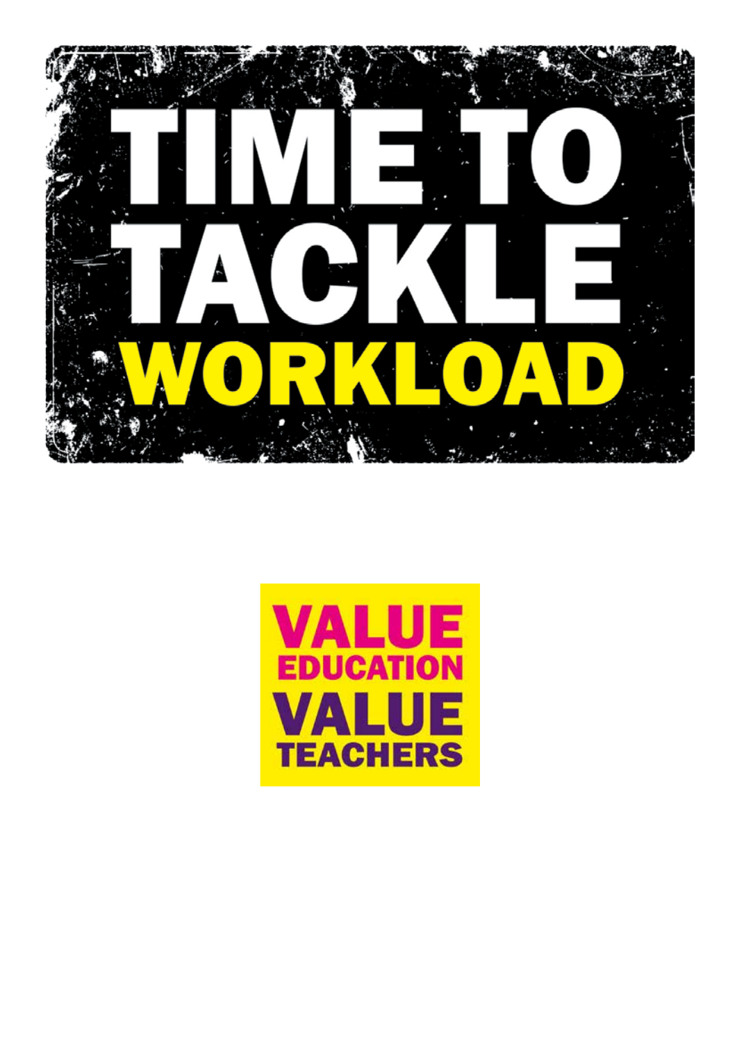# TIME TO TACKLE WORKLOAD

VALUE EDUCATION VALUE TEACHERS